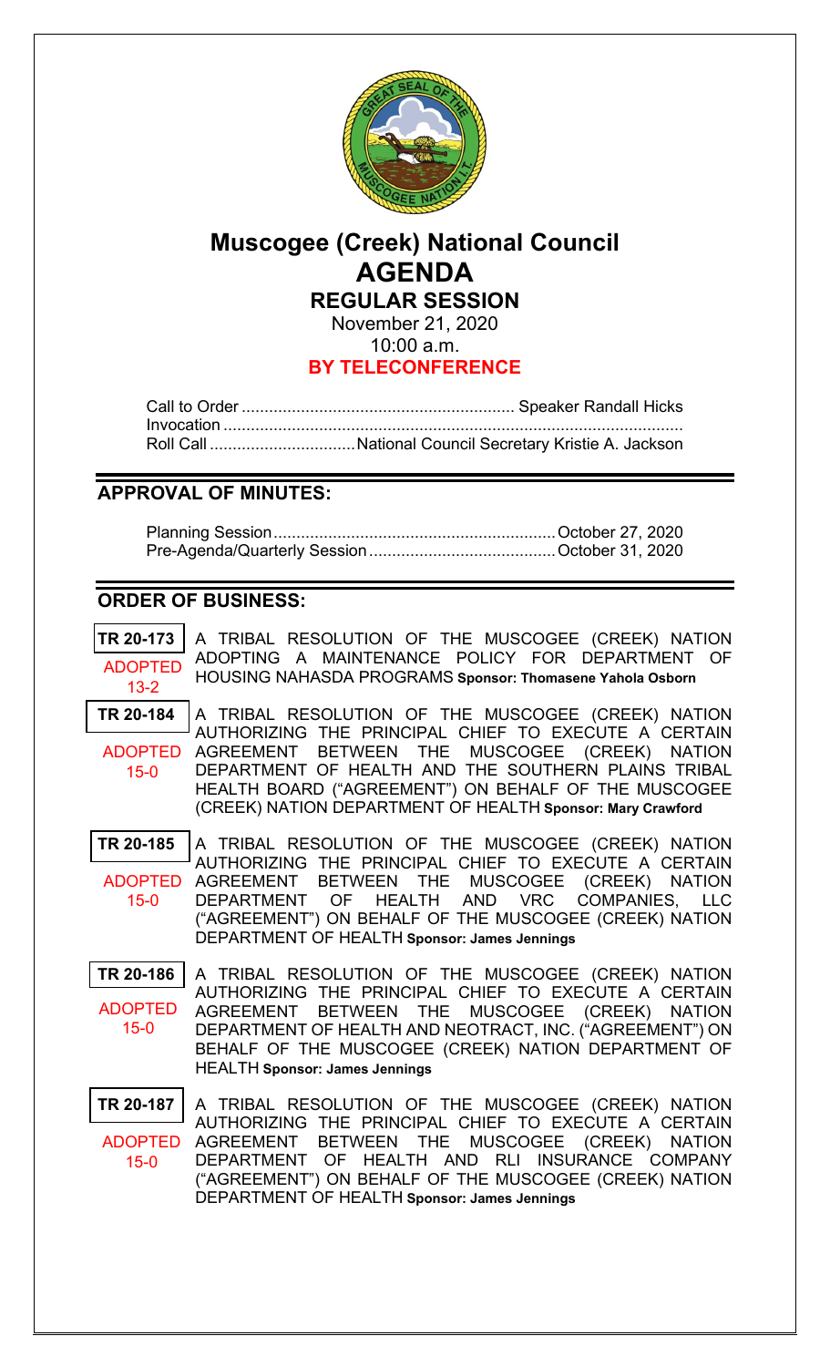# Muscogee (Creek) National Council
# AGENDA
## REGULAR SESSION

November 21, 2020
10:00 a.m.
**BY TELECONFERENCE**

Call to Order ........................................................... Speaker Randall Hicks
Invocation ...................................................................................................
Roll Call ................................National Council Secretary Kristie A. Jackson

## APPROVAL OF MINUTES:

Planning Session............................................................October 27, 2020
Pre-Agenda/Quarterly Session........................................October 31, 2020

## ORDER OF BUSINESS:

**TR 20-173** ADOPTED 13-2
A TRIBAL RESOLUTION OF THE MUSCOGEE (CREEK) NATION ADOPTING A MAINTENANCE POLICY FOR DEPARTMENT OF HOUSING NAHASDA PROGRAMS **Sponsor: Thomasene Yahola Osborn**

**TR 20-184** ADOPTED 15-0
A TRIBAL RESOLUTION OF THE MUSCOGEE (CREEK) NATION AUTHORIZING THE PRINCIPAL CHIEF TO EXECUTE A CERTAIN AGREEMENT BETWEEN THE MUSCOGEE (CREEK) NATION DEPARTMENT OF HEALTH AND THE SOUTHERN PLAINS TRIBAL HEALTH BOARD ("AGREEMENT") ON BEHALF OF THE MUSCOGEE (CREEK) NATION DEPARTMENT OF HEALTH **Sponsor: Mary Crawford**

**TR 20-185** ADOPTED 15-0
A TRIBAL RESOLUTION OF THE MUSCOGEE (CREEK) NATION AUTHORIZING THE PRINCIPAL CHIEF TO EXECUTE A CERTAIN AGREEMENT BETWEEN THE MUSCOGEE (CREEK) NATION DEPARTMENT OF HEALTH AND VRC COMPANIES, LLC ("AGREEMENT") ON BEHALF OF THE MUSCOGEE (CREEK) NATION DEPARTMENT OF HEALTH **Sponsor: James Jennings**

**TR 20-186** ADOPTED 15-0
A TRIBAL RESOLUTION OF THE MUSCOGEE (CREEK) NATION AUTHORIZING THE PRINCIPAL CHIEF TO EXECUTE A CERTAIN AGREEMENT BETWEEN THE MUSCOGEE (CREEK) NATION DEPARTMENT OF HEALTH AND NEOTRACT, INC. ("AGREEMENT") ON BEHALF OF THE MUSCOGEE (CREEK) NATION DEPARTMENT OF HEALTH **Sponsor: James Jennings**

**TR 20-187** ADOPTED 15-0
A TRIBAL RESOLUTION OF THE MUSCOGEE (CREEK) NATION AUTHORIZING THE PRINCIPAL CHIEF TO EXECUTE A CERTAIN AGREEMENT BETWEEN THE MUSCOGEE (CREEK) NATION DEPARTMENT OF HEALTH AND RLI INSURANCE COMPANY ("AGREEMENT") ON BEHALF OF THE MUSCOGEE (CREEK) NATION DEPARTMENT OF HEALTH **Sponsor: James Jennings**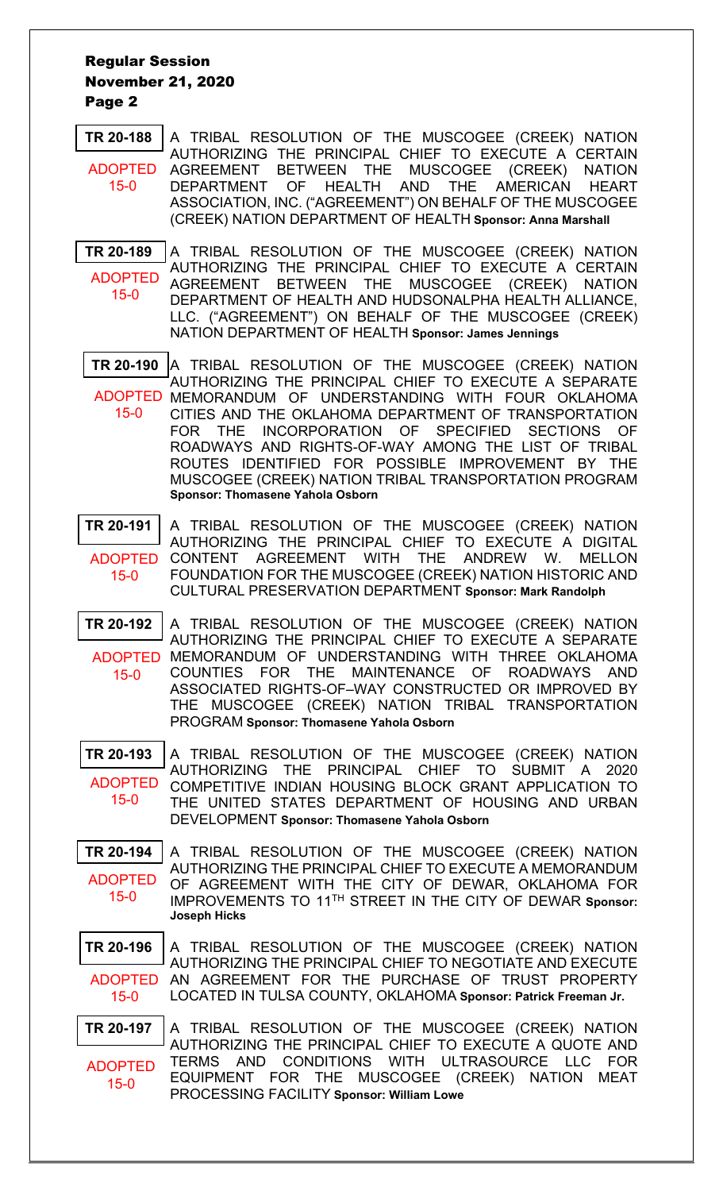**TR 20-188** — ADOPTED 15-0

A TRIBAL RESOLUTION OF THE MUSCOGEE (CREEK) NATION AUTHORIZING THE PRINCIPAL CHIEF TO EXECUTE A CERTAIN AGREEMENT BETWEEN THE MUSCOGEE (CREEK) NATION DEPARTMENT OF HEALTH AND THE AMERICAN HEART ASSOCIATION, INC. ("AGREEMENT") ON BEHALF OF THE MUSCOGEE (CREEK) NATION DEPARTMENT OF HEALTH **Sponsor: Anna Marshall**

**TR 20-189** — ADOPTED 15-0

A TRIBAL RESOLUTION OF THE MUSCOGEE (CREEK) NATION AUTHORIZING THE PRINCIPAL CHIEF TO EXECUTE A CERTAIN AGREEMENT BETWEEN THE MUSCOGEE (CREEK) NATION DEPARTMENT OF HEALTH AND HUDSONALPHA HEALTH ALLIANCE, LLC. ("AGREEMENT") ON BEHALF OF THE MUSCOGEE (CREEK) NATION DEPARTMENT OF HEALTH **Sponsor: James Jennings**

**TR 20-190** — ADOPTED 15-0

A TRIBAL RESOLUTION OF THE MUSCOGEE (CREEK) NATION AUTHORIZING THE PRINCIPAL CHIEF TO EXECUTE A SEPARATE MEMORANDUM OF UNDERSTANDING WITH FOUR OKLAHOMA CITIES AND THE OKLAHOMA DEPARTMENT OF TRANSPORTATION FOR THE INCORPORATION OF SPECIFIED SECTIONS OF ROADWAYS AND RIGHTS-OF-WAY AMONG THE LIST OF TRIBAL ROUTES IDENTIFIED FOR POSSIBLE IMPROVEMENT BY THE MUSCOGEE (CREEK) NATION TRIBAL TRANSPORTATION PROGRAM **Sponsor: Thomasene Yahola Osborn**

**TR 20-191** — ADOPTED 15-0

A TRIBAL RESOLUTION OF THE MUSCOGEE (CREEK) NATION AUTHORIZING THE PRINCIPAL CHIEF TO EXECUTE A DIGITAL CONTENT AGREEMENT WITH THE ANDREW W. MELLON FOUNDATION FOR THE MUSCOGEE (CREEK) NATION HISTORIC AND CULTURAL PRESERVATION DEPARTMENT **Sponsor: Mark Randolph**

**TR 20-192** — ADOPTED 15-0

A TRIBAL RESOLUTION OF THE MUSCOGEE (CREEK) NATION AUTHORIZING THE PRINCIPAL CHIEF TO EXECUTE A SEPARATE MEMORANDUM OF UNDERSTANDING WITH THREE OKLAHOMA COUNTIES FOR THE MAINTENANCE OF ROADWAYS AND ASSOCIATED RIGHTS-OF–WAY CONSTRUCTED OR IMPROVED BY THE MUSCOGEE (CREEK) NATION TRIBAL TRANSPORTATION PROGRAM **Sponsor: Thomasene Yahola Osborn**

**TR 20-193** — ADOPTED 15-0

A TRIBAL RESOLUTION OF THE MUSCOGEE (CREEK) NATION AUTHORIZING THE PRINCIPAL CHIEF TO SUBMIT A 2020 COMPETITIVE INDIAN HOUSING BLOCK GRANT APPLICATION TO THE UNITED STATES DEPARTMENT OF HOUSING AND URBAN DEVELOPMENT **Sponsor: Thomasene Yahola Osborn**

**TR 20-194** — ADOPTED 15-0

A TRIBAL RESOLUTION OF THE MUSCOGEE (CREEK) NATION AUTHORIZING THE PRINCIPAL CHIEF TO EXECUTE A MEMORANDUM OF AGREEMENT WITH THE CITY OF DEWAR, OKLAHOMA FOR IMPROVEMENTS TO 11TH STREET IN THE CITY OF DEWAR **Sponsor: Joseph Hicks**

**TR 20-196** — ADOPTED 15-0

A TRIBAL RESOLUTION OF THE MUSCOGEE (CREEK) NATION AUTHORIZING THE PRINCIPAL CHIEF TO NEGOTIATE AND EXECUTE AN AGREEMENT FOR THE PURCHASE OF TRUST PROPERTY LOCATED IN TULSA COUNTY, OKLAHOMA **Sponsor: Patrick Freeman Jr.**

**TR 20-197** — ADOPTED 15-0

A TRIBAL RESOLUTION OF THE MUSCOGEE (CREEK) NATION AUTHORIZING THE PRINCIPAL CHIEF TO EXECUTE A QUOTE AND TERMS AND CONDITIONS WITH ULTRASOURCE LLC FOR EQUIPMENT FOR THE MUSCOGEE (CREEK) NATION MEAT PROCESSING FACILITY **Sponsor: William Lowe**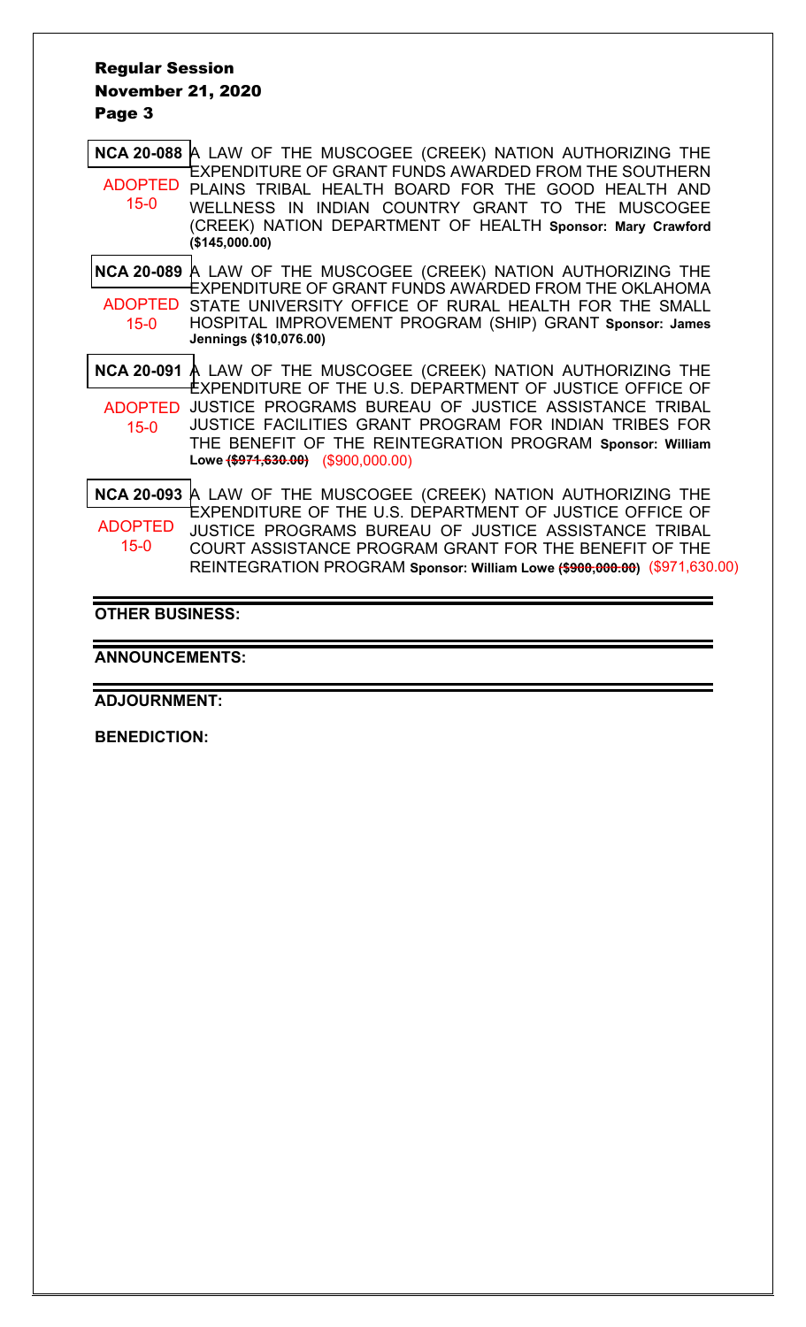**NCA 20-088** A LAW OF THE MUSCOGEE (CREEK) NATION AUTHORIZING THE EXPENDITURE OF GRANT FUNDS AWARDED FROM THE SOUTHERN PLAINS TRIBAL HEALTH BOARD FOR THE GOOD HEALTH AND WELLNESS IN INDIAN COUNTRY GRANT TO THE MUSCOGEE (CREEK) NATION DEPARTMENT OF HEALTH **Sponsor: Mary Crawford ($145,000.00)**

ADOPTED 15-0

**NCA 20-089** A LAW OF THE MUSCOGEE (CREEK) NATION AUTHORIZING THE EXPENDITURE OF GRANT FUNDS AWARDED FROM THE OKLAHOMA STATE UNIVERSITY OFFICE OF RURAL HEALTH FOR THE SMALL HOSPITAL IMPROVEMENT PROGRAM (SHIP) GRANT **Sponsor: James Jennings ($10,076.00)**

ADOPTED 15-0

**NCA 20-091** A LAW OF THE MUSCOGEE (CREEK) NATION AUTHORIZING THE EXPENDITURE OF THE U.S. DEPARTMENT OF JUSTICE OFFICE OF JUSTICE PROGRAMS BUREAU OF JUSTICE ASSISTANCE TRIBAL JUSTICE FACILITIES GRANT PROGRAM FOR INDIAN TRIBES FOR THE BENEFIT OF THE REINTEGRATION PROGRAM **Sponsor: William Lowe ~~($971,630.00)~~** ($900,000.00)

ADOPTED 15-0

**NCA 20-093** A LAW OF THE MUSCOGEE (CREEK) NATION AUTHORIZING THE EXPENDITURE OF THE U.S. DEPARTMENT OF JUSTICE OFFICE OF JUSTICE PROGRAMS BUREAU OF JUSTICE ASSISTANCE TRIBAL COURT ASSISTANCE PROGRAM GRANT FOR THE BENEFIT OF THE REINTEGRATION PROGRAM **Sponsor: William Lowe ~~($900,000.00)~~** ($971,630.00)

ADOPTED 15-0

---

**OTHER BUSINESS:**

---

**ANNOUNCEMENTS:**

---

**ADJOURNMENT:**

**BENEDICTION:**